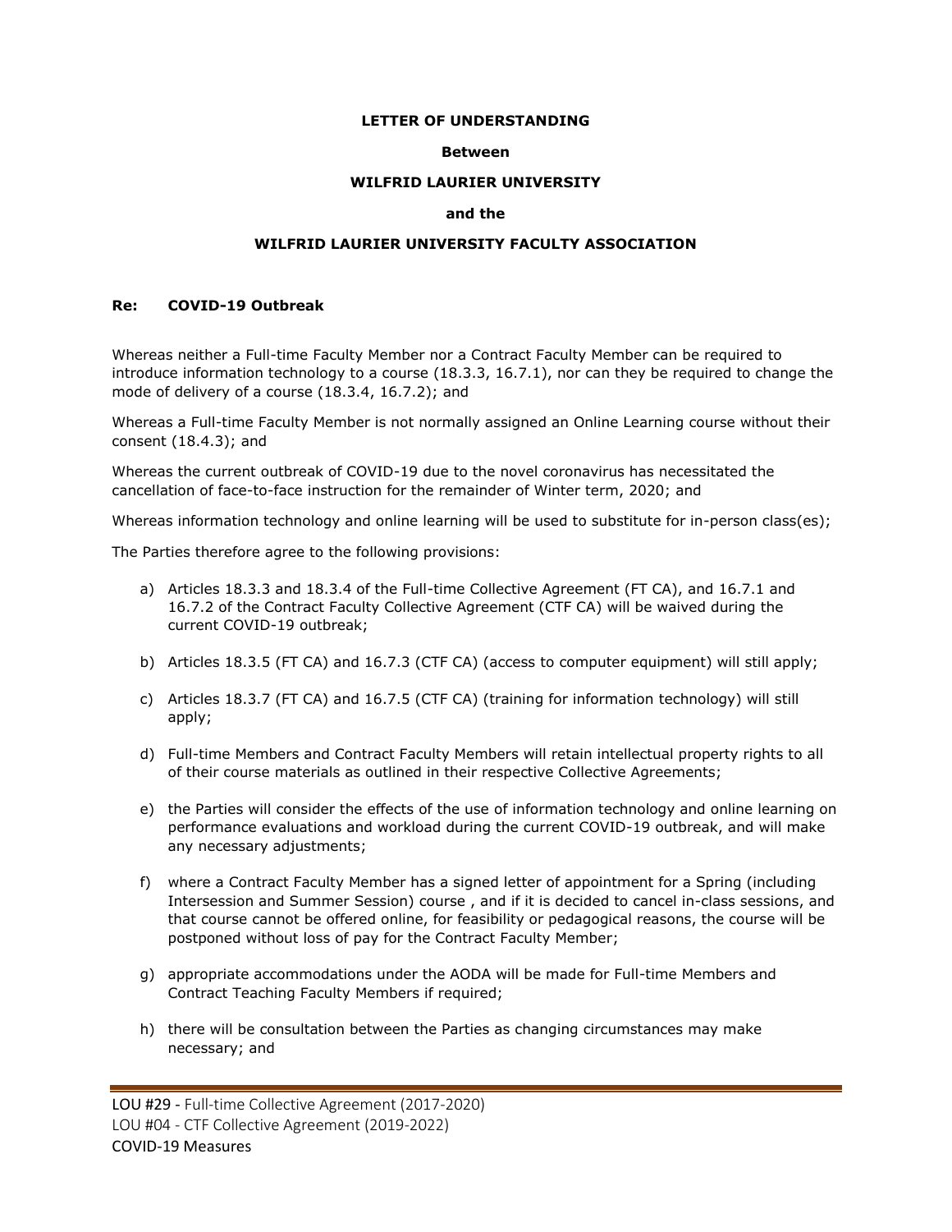**LETTER OF UNDERSTANDING**

**Between**

**WILFRID LAURIER UNIVERSITY**

**and the**

**WILFRID LAURIER UNIVERSITY FACULTY ASSOCIATION**

**Re: COVID-19 Outbreak**

Whereas neither a Full-time Faculty Member nor a Contract Faculty Member can be required to introduce information technology to a course (18.3.3, 16.7.1), nor can they be required to change the mode of delivery of a course (18.3.4, 16.7.2); and

Whereas a Full-time Faculty Member is not normally assigned an Online Learning course without their consent (18.4.3); and

Whereas the current outbreak of COVID-19 due to the novel coronavirus has necessitated the cancellation of face-to-face instruction for the remainder of Winter term, 2020; and

Whereas information technology and online learning will be used to substitute for in-person class(es);

The Parties therefore agree to the following provisions:

a) Articles 18.3.3 and 18.3.4 of the Full-time Collective Agreement (FT CA), and 16.7.1 and 16.7.2 of the Contract Faculty Collective Agreement (CTF CA) will be waived during the current COVID-19 outbreak;

b) Articles 18.3.5 (FT CA) and 16.7.3 (CTF CA) (access to computer equipment) will still apply;

c) Articles 18.3.7 (FT CA) and 16.7.5 (CTF CA) (training for information technology) will still apply;

d) Full-time Members and Contract Faculty Members will retain intellectual property rights to all of their course materials as outlined in their respective Collective Agreements;

e) the Parties will consider the effects of the use of information technology and online learning on performance evaluations and workload during the current COVID-19 outbreak, and will make any necessary adjustments;

f) where a Contract Faculty Member has a signed letter of appointment for a Spring (including Intersession and Summer Session) course , and if it is decided to cancel in-class sessions, and that course cannot be offered online, for feasibility or pedagogical reasons, the course will be postponed without loss of pay for the Contract Faculty Member;

g) appropriate accommodations under the AODA will be made for Full-time Members and Contract Teaching Faculty Members if required;

h) there will be consultation between the Parties as changing circumstances may make necessary; and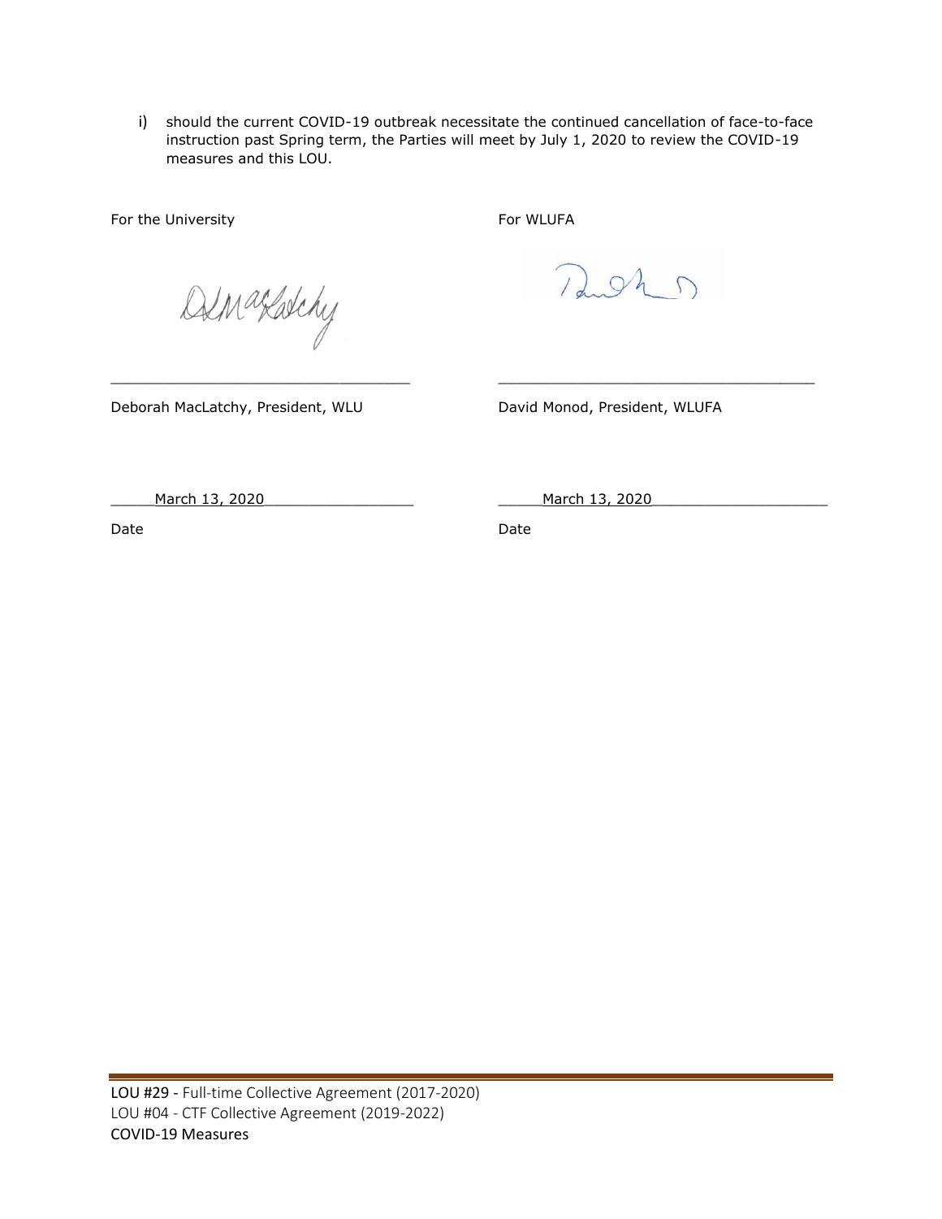i) should the current COVID-19 outbreak necessitate the continued cancellation of face-to-face instruction past Spring term, the Parties will meet by July 1, 2020 to review the COVID-19 measures and this LOU.

| | |
|---|---|
| For the University | For WLUFA |
| Deborah MacLatchy, President, WLU | David Monod, President, WLUFA |
| March 13, 2020 | March 13, 2020 |
| Date | Date |

LOU #29 - Full-time Collective Agreement (2017-2020)
LOU #04 - CTF Collective Agreement (2019-2022)
COVID-19 Measures